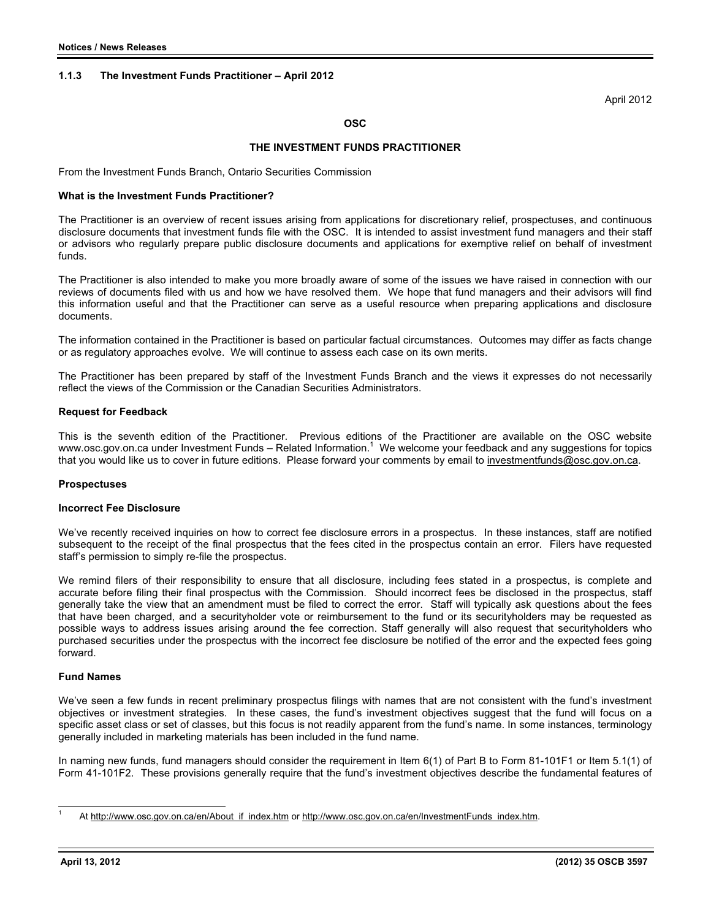### 1.1.3 The Investment Funds Practitioner – April 2012

April 2012

**OSC**

**THE INVESTMENT FUNDS PRACTITIONER**

From the Investment Funds Branch, Ontario Securities Commission

**What is the Investment Funds Practitioner?**

The Practitioner is an overview of recent issues arising from applications for discretionary relief, prospectuses, and continuous disclosure documents that investment funds file with the OSC. It is intended to assist investment fund managers and their staff or advisors who regularly prepare public disclosure documents and applications for exemptive relief on behalf of investment funds.

The Practitioner is also intended to make you more broadly aware of some of the issues we have raised in connection with our reviews of documents filed with us and how we have resolved them. We hope that fund managers and their advisors will find this information useful and that the Practitioner can serve as a useful resource when preparing applications and disclosure documents.

The information contained in the Practitioner is based on particular factual circumstances. Outcomes may differ as facts change or as regulatory approaches evolve. We will continue to assess each case on its own merits.

The Practitioner has been prepared by staff of the Investment Funds Branch and the views it expresses do not necessarily reflect the views of the Commission or the Canadian Securities Administrators.

**Request for Feedback**

This is the seventh edition of the Practitioner. Previous editions of the Practitioner are available on the OSC website www.osc.gov.on.ca under Investment Funds – Related Information.[1] We welcome your feedback and any suggestions for topics that you would like us to cover in future editions. Please forward your comments by email to investmentfunds@osc.gov.on.ca.

**Prospectuses**

**Incorrect Fee Disclosure**

We've recently received inquiries on how to correct fee disclosure errors in a prospectus. In these instances, staff are notified subsequent to the receipt of the final prospectus that the fees cited in the prospectus contain an error. Filers have requested staff's permission to simply re-file the prospectus.

We remind filers of their responsibility to ensure that all disclosure, including fees stated in a prospectus, is complete and accurate before filing their final prospectus with the Commission. Should incorrect fees be disclosed in the prospectus, staff generally take the view that an amendment must be filed to correct the error. Staff will typically ask questions about the fees that have been charged, and a securityholder vote or reimbursement to the fund or its securityholders may be requested as possible ways to address issues arising around the fee correction. Staff generally will also request that securityholders who purchased securities under the prospectus with the incorrect fee disclosure be notified of the error and the expected fees going forward.

**Fund Names**

We've seen a few funds in recent preliminary prospectus filings with names that are not consistent with the fund's investment objectives or investment strategies. In these cases, the fund's investment objectives suggest that the fund will focus on a specific asset class or set of classes, but this focus is not readily apparent from the fund's name. In some instances, terminology generally included in marketing materials has been included in the fund name.

In naming new funds, fund managers should consider the requirement in Item 6(1) of Part B to Form 81-101F1 or Item 5.1(1) of Form 41-101F2. These provisions generally require that the fund's investment objectives describe the fundamental features of

---

[1] At http://www.osc.gov.on.ca/en/About_if_index.htm or http://www.osc.gov.on.ca/en/InvestmentFunds_index.htm.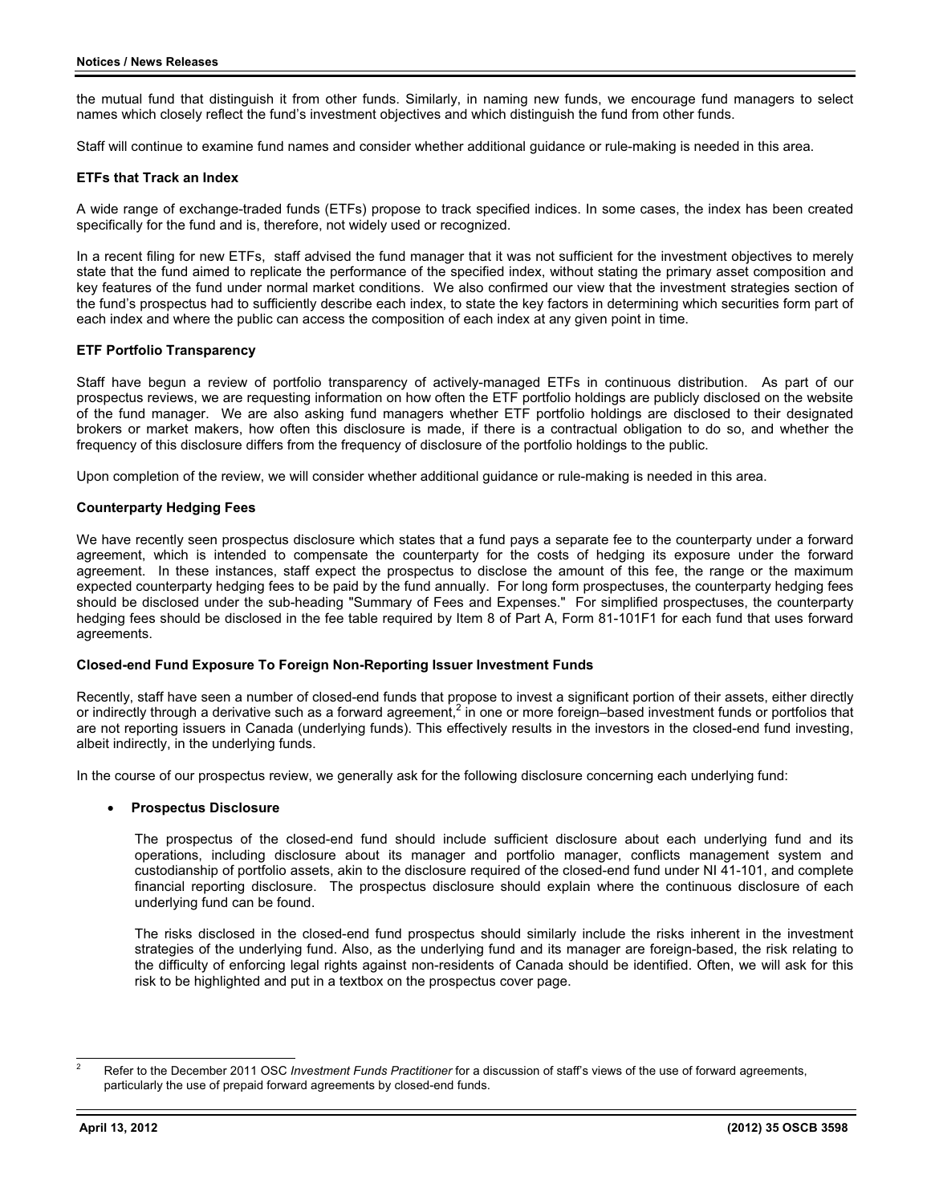the mutual fund that distinguish it from other funds. Similarly, in naming new funds, we encourage fund managers to select names which closely reflect the fund's investment objectives and which distinguish the fund from other funds.

Staff will continue to examine fund names and consider whether additional guidance or rule-making is needed in this area.

**ETFs that Track an Index**

A wide range of exchange-traded funds (ETFs) propose to track specified indices. In some cases, the index has been created specifically for the fund and is, therefore, not widely used or recognized.

In a recent filing for new ETFs, staff advised the fund manager that it was not sufficient for the investment objectives to merely state that the fund aimed to replicate the performance of the specified index, without stating the primary asset composition and key features of the fund under normal market conditions. We also confirmed our view that the investment strategies section of the fund's prospectus had to sufficiently describe each index, to state the key factors in determining which securities form part of each index and where the public can access the composition of each index at any given point in time.

**ETF Portfolio Transparency**

Staff have begun a review of portfolio transparency of actively-managed ETFs in continuous distribution. As part of our prospectus reviews, we are requesting information on how often the ETF portfolio holdings are publicly disclosed on the website of the fund manager. We are also asking fund managers whether ETF portfolio holdings are disclosed to their designated brokers or market makers, how often this disclosure is made, if there is a contractual obligation to do so, and whether the frequency of this disclosure differs from the frequency of disclosure of the portfolio holdings to the public.

Upon completion of the review, we will consider whether additional guidance or rule-making is needed in this area.

**Counterparty Hedging Fees**

We have recently seen prospectus disclosure which states that a fund pays a separate fee to the counterparty under a forward agreement, which is intended to compensate the counterparty for the costs of hedging its exposure under the forward agreement. In these instances, staff expect the prospectus to disclose the amount of this fee, the range or the maximum expected counterparty hedging fees to be paid by the fund annually. For long form prospectuses, the counterparty hedging fees should be disclosed under the sub-heading "Summary of Fees and Expenses." For simplified prospectuses, the counterparty hedging fees should be disclosed in the fee table required by Item 8 of Part A, Form 81-101F1 for each fund that uses forward agreements.

**Closed-end Fund Exposure To Foreign Non-Reporting Issuer Investment Funds**

Recently, staff have seen a number of closed-end funds that propose to invest a significant portion of their assets, either directly or indirectly through a derivative such as a forward agreement,[2] in one or more foreign–based investment funds or portfolios that are not reporting issuers in Canada (underlying funds). This effectively results in the investors in the closed-end fund investing, albeit indirectly, in the underlying funds.

In the course of our prospectus review, we generally ask for the following disclosure concerning each underlying fund:

- **Prospectus Disclosure**

  The prospectus of the closed-end fund should include sufficient disclosure about each underlying fund and its operations, including disclosure about its manager and portfolio manager, conflicts management system and custodianship of portfolio assets, akin to the disclosure required of the closed-end fund under NI 41-101, and complete financial reporting disclosure. The prospectus disclosure should explain where the continuous disclosure of each underlying fund can be found.

  The risks disclosed in the closed-end fund prospectus should similarly include the risks inherent in the investment strategies of the underlying fund. Also, as the underlying fund and its manager are foreign-based, the risk relating to the difficulty of enforcing legal rights against non-residents of Canada should be identified. Often, we will ask for this risk to be highlighted and put in a textbox on the prospectus cover page.

---

[2] Refer to the December 2011 OSC *Investment Funds Practitioner* for a discussion of staff's views of the use of forward agreements, particularly the use of prepaid forward agreements by closed-end funds.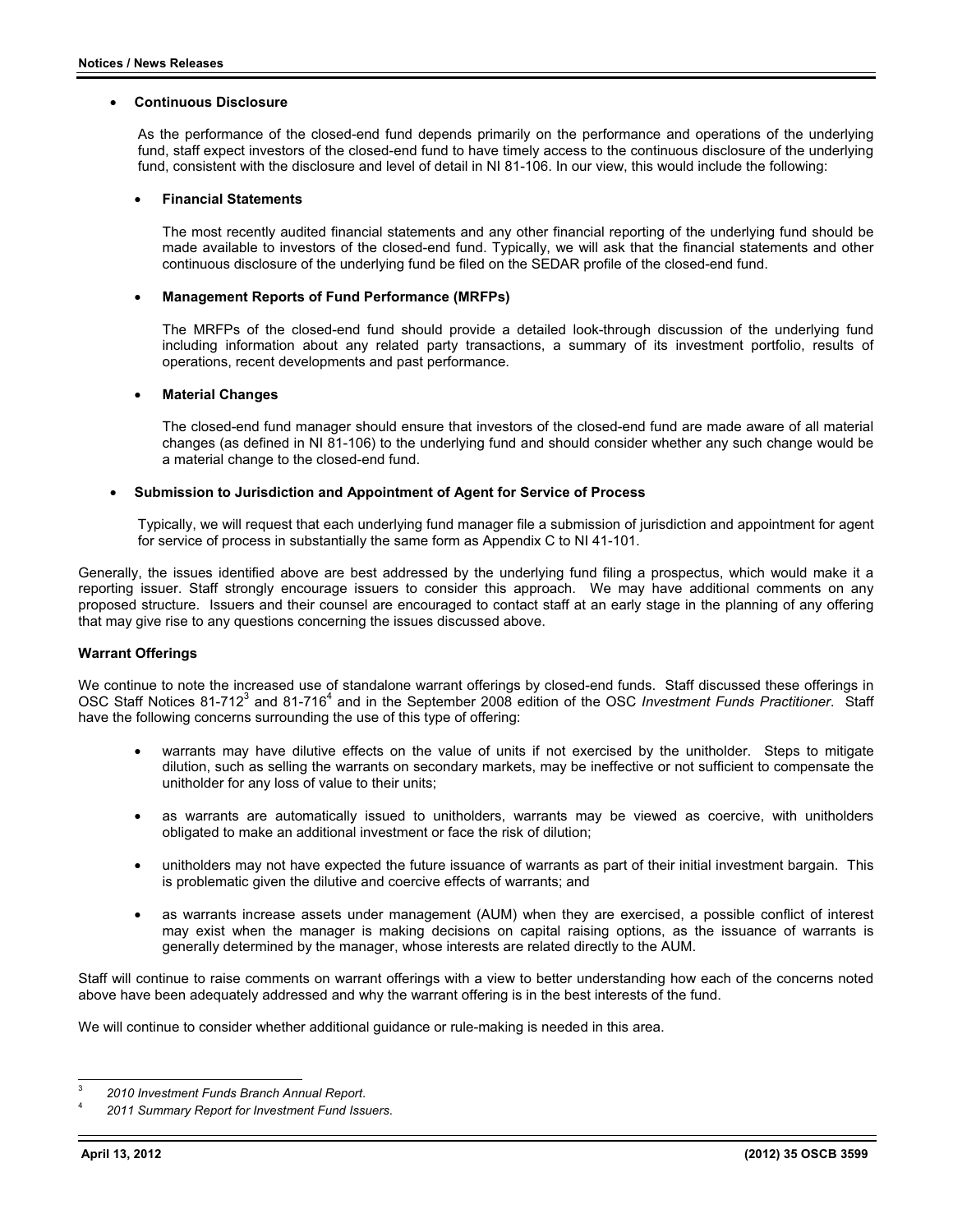- **Continuous Disclosure**

  As the performance of the closed-end fund depends primarily on the performance and operations of the underlying fund, staff expect investors of the closed-end fund to have timely access to the continuous disclosure of the underlying fund, consistent with the disclosure and level of detail in NI 81-106. In our view, this would include the following:

  - **Financial Statements**

    The most recently audited financial statements and any other financial reporting of the underlying fund should be made available to investors of the closed-end fund. Typically, we will ask that the financial statements and other continuous disclosure of the underlying fund be filed on the SEDAR profile of the closed-end fund.

  - **Management Reports of Fund Performance (MRFPs)**

    The MRFPs of the closed-end fund should provide a detailed look-through discussion of the underlying fund including information about any related party transactions, a summary of its investment portfolio, results of operations, recent developments and past performance.

  - **Material Changes**

    The closed-end fund manager should ensure that investors of the closed-end fund are made aware of all material changes (as defined in NI 81-106) to the underlying fund and should consider whether any such change would be a material change to the closed-end fund.

- **Submission to Jurisdiction and Appointment of Agent for Service of Process**

  Typically, we will request that each underlying fund manager file a submission of jurisdiction and appointment for agent for service of process in substantially the same form as Appendix C to NI 41-101.

Generally, the issues identified above are best addressed by the underlying fund filing a prospectus, which would make it a reporting issuer. Staff strongly encourage issuers to consider this approach. We may have additional comments on any proposed structure. Issuers and their counsel are encouraged to contact staff at an early stage in the planning of any offering that may give rise to any questions concerning the issues discussed above.

**Warrant Offerings**

We continue to note the increased use of standalone warrant offerings by closed-end funds. Staff discussed these offerings in OSC Staff Notices 81-712[3] and 81-716[4] and in the September 2008 edition of the OSC *Investment Funds Practitioner*. Staff have the following concerns surrounding the use of this type of offering:

- warrants may have dilutive effects on the value of units if not exercised by the unitholder. Steps to mitigate dilution, such as selling the warrants on secondary markets, may be ineffective or not sufficient to compensate the unitholder for any loss of value to their units;

- as warrants are automatically issued to unitholders, warrants may be viewed as coercive, with unitholders obligated to make an additional investment or face the risk of dilution;

- unitholders may not have expected the future issuance of warrants as part of their initial investment bargain. This is problematic given the dilutive and coercive effects of warrants; and

- as warrants increase assets under management (AUM) when they are exercised, a possible conflict of interest may exist when the manager is making decisions on capital raising options, as the issuance of warrants is generally determined by the manager, whose interests are related directly to the AUM.

Staff will continue to raise comments on warrant offerings with a view to better understanding how each of the concerns noted above have been adequately addressed and why the warrant offering is in the best interests of the fund.

We will continue to consider whether additional guidance or rule-making is needed in this area.

---

[3] *2010 Investment Funds Branch Annual Report*.

[4] *2011 Summary Report for Investment Fund Issuers*.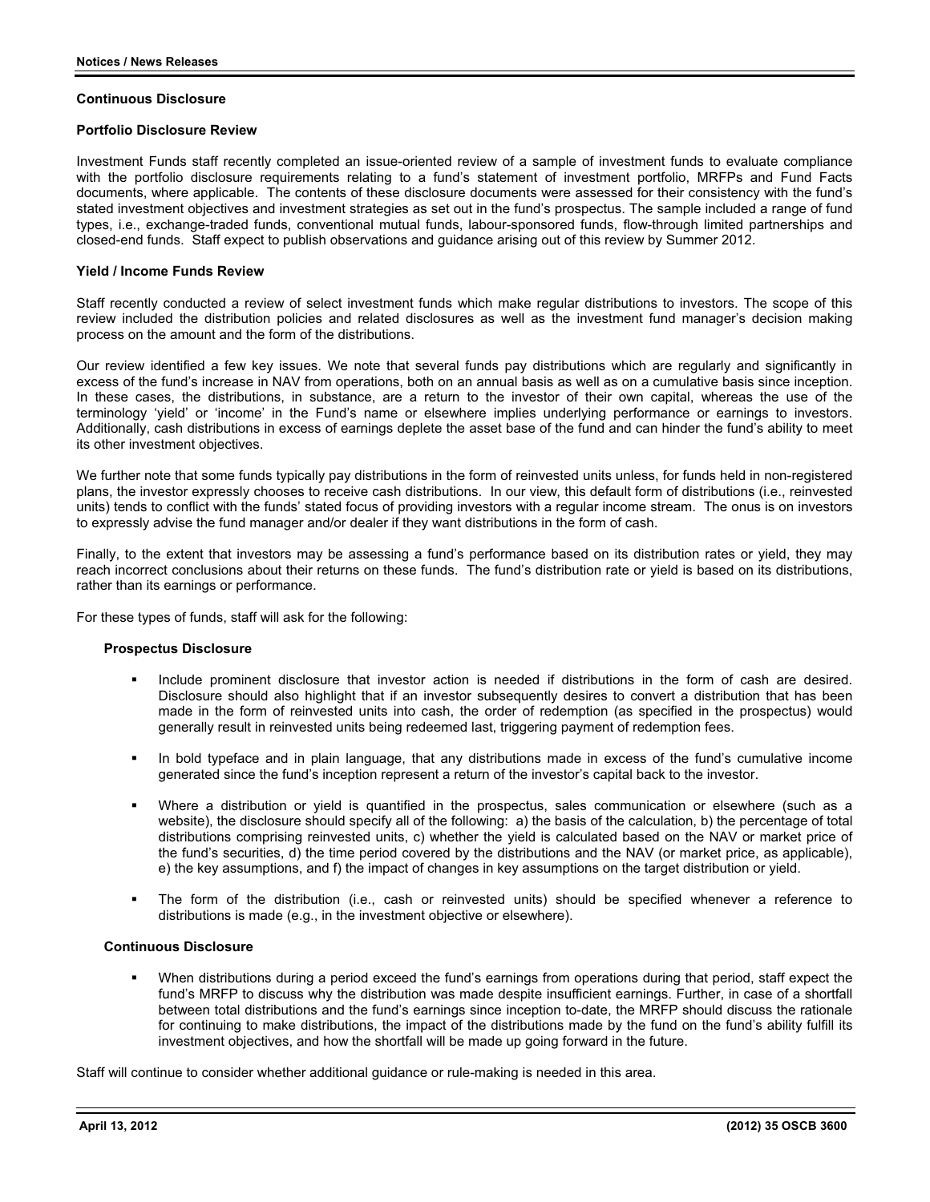## Continuous Disclosure

### Portfolio Disclosure Review

Investment Funds staff recently completed an issue-oriented review of a sample of investment funds to evaluate compliance with the portfolio disclosure requirements relating to a fund's statement of investment portfolio, MRFPs and Fund Facts documents, where applicable. The contents of these disclosure documents were assessed for their consistency with the fund's stated investment objectives and investment strategies as set out in the fund's prospectus. The sample included a range of fund types, i.e., exchange-traded funds, conventional mutual funds, labour-sponsored funds, flow-through limited partnerships and closed-end funds. Staff expect to publish observations and guidance arising out of this review by Summer 2012.

### Yield / Income Funds Review

Staff recently conducted a review of select investment funds which make regular distributions to investors. The scope of this review included the distribution policies and related disclosures as well as the investment fund manager's decision making process on the amount and the form of the distributions.

Our review identified a few key issues. We note that several funds pay distributions which are regularly and significantly in excess of the fund's increase in NAV from operations, both on an annual basis as well as on a cumulative basis since inception. In these cases, the distributions, in substance, are a return to the investor of their own capital, whereas the use of the terminology 'yield' or 'income' in the Fund's name or elsewhere implies underlying performance or earnings to investors. Additionally, cash distributions in excess of earnings deplete the asset base of the fund and can hinder the fund's ability to meet its other investment objectives.

We further note that some funds typically pay distributions in the form of reinvested units unless, for funds held in non-registered plans, the investor expressly chooses to receive cash distributions. In our view, this default form of distributions (i.e., reinvested units) tends to conflict with the funds' stated focus of providing investors with a regular income stream. The onus is on investors to expressly advise the fund manager and/or dealer if they want distributions in the form of cash.

Finally, to the extent that investors may be assessing a fund's performance based on its distribution rates or yield, they may reach incorrect conclusions about their returns on these funds. The fund's distribution rate or yield is based on its distributions, rather than its earnings or performance.

For these types of funds, staff will ask for the following:

#### Prospectus Disclosure

- Include prominent disclosure that investor action is needed if distributions in the form of cash are desired. Disclosure should also highlight that if an investor subsequently desires to convert a distribution that has been made in the form of reinvested units into cash, the order of redemption (as specified in the prospectus) would generally result in reinvested units being redeemed last, triggering payment of redemption fees.
- In bold typeface and in plain language, that any distributions made in excess of the fund's cumulative income generated since the fund's inception represent a return of the investor's capital back to the investor.
- Where a distribution or yield is quantified in the prospectus, sales communication or elsewhere (such as a website), the disclosure should specify all of the following: a) the basis of the calculation, b) the percentage of total distributions comprising reinvested units, c) whether the yield is calculated based on the NAV or market price of the fund's securities, d) the time period covered by the distributions and the NAV (or market price, as applicable), e) the key assumptions, and f) the impact of changes in key assumptions on the target distribution or yield.
- The form of the distribution (i.e., cash or reinvested units) should be specified whenever a reference to distributions is made (e.g., in the investment objective or elsewhere).

#### Continuous Disclosure

- When distributions during a period exceed the fund's earnings from operations during that period, staff expect the fund's MRFP to discuss why the distribution was made despite insufficient earnings. Further, in case of a shortfall between total distributions and the fund's earnings since inception to-date, the MRFP should discuss the rationale for continuing to make distributions, the impact of the distributions made by the fund on the fund's ability fulfill its investment objectives, and how the shortfall will be made up going forward in the future.

Staff will continue to consider whether additional guidance or rule-making is needed in this area.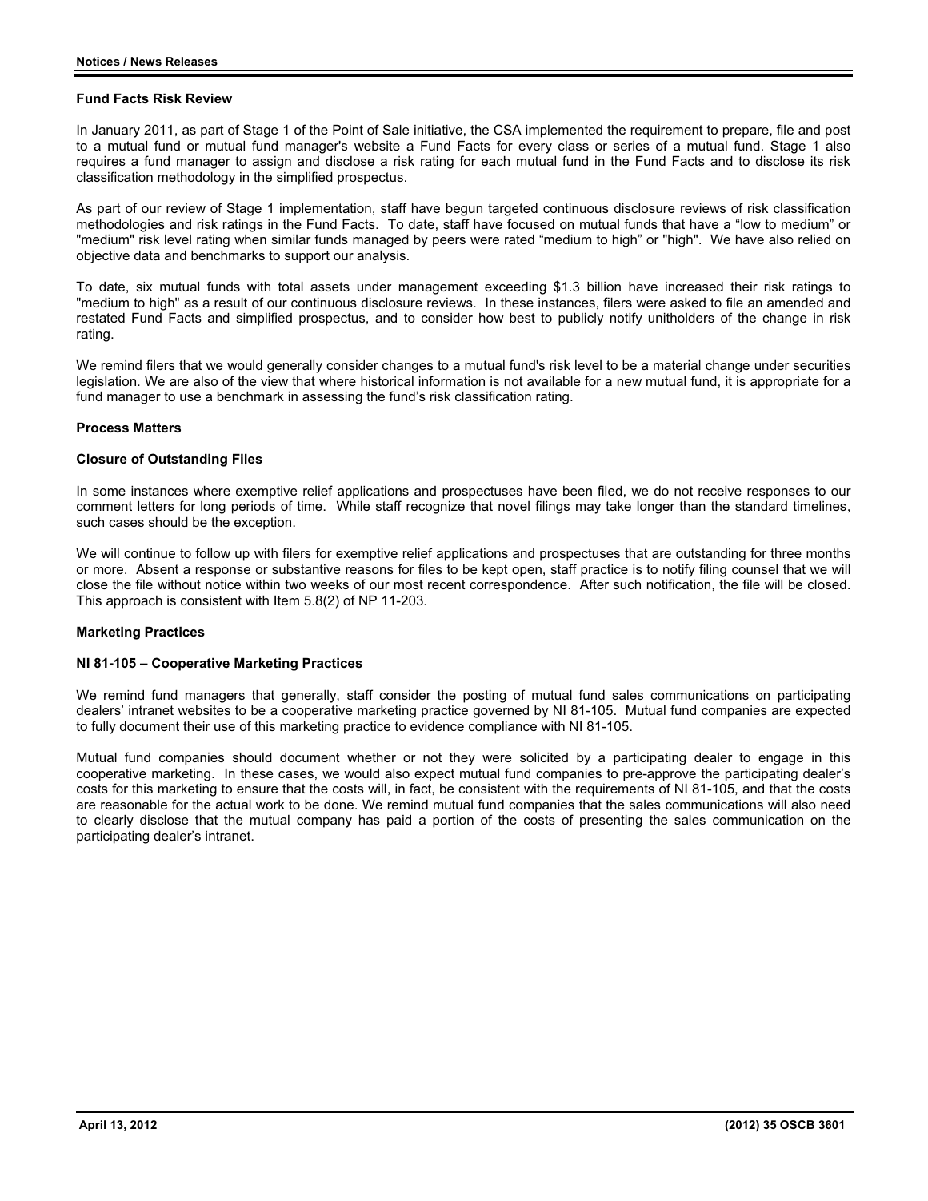### Fund Facts Risk Review

In January 2011, as part of Stage 1 of the Point of Sale initiative, the CSA implemented the requirement to prepare, file and post to a mutual fund or mutual fund manager's website a Fund Facts for every class or series of a mutual fund. Stage 1 also requires a fund manager to assign and disclose a risk rating for each mutual fund in the Fund Facts and to disclose its risk classification methodology in the simplified prospectus.

As part of our review of Stage 1 implementation, staff have begun targeted continuous disclosure reviews of risk classification methodologies and risk ratings in the Fund Facts. To date, staff have focused on mutual funds that have a “low to medium” or "medium" risk level rating when similar funds managed by peers were rated “medium to high” or "high". We have also relied on objective data and benchmarks to support our analysis.

To date, six mutual funds with total assets under management exceeding $1.3 billion have increased their risk ratings to "medium to high" as a result of our continuous disclosure reviews. In these instances, filers were asked to file an amended and restated Fund Facts and simplified prospectus, and to consider how best to publicly notify unitholders of the change in risk rating.

We remind filers that we would generally consider changes to a mutual fund's risk level to be a material change under securities legislation. We are also of the view that where historical information is not available for a new mutual fund, it is appropriate for a fund manager to use a benchmark in assessing the fund’s risk classification rating.

### Process Matters

#### Closure of Outstanding Files

In some instances where exemptive relief applications and prospectuses have been filed, we do not receive responses to our comment letters for long periods of time. While staff recognize that novel filings may take longer than the standard timelines, such cases should be the exception.

We will continue to follow up with filers for exemptive relief applications and prospectuses that are outstanding for three months or more. Absent a response or substantive reasons for files to be kept open, staff practice is to notify filing counsel that we will close the file without notice within two weeks of our most recent correspondence. After such notification, the file will be closed. This approach is consistent with Item 5.8(2) of NP 11-203.

### Marketing Practices

#### NI 81-105 – Cooperative Marketing Practices

We remind fund managers that generally, staff consider the posting of mutual fund sales communications on participating dealers’ intranet websites to be a cooperative marketing practice governed by NI 81-105. Mutual fund companies are expected to fully document their use of this marketing practice to evidence compliance with NI 81-105.

Mutual fund companies should document whether or not they were solicited by a participating dealer to engage in this cooperative marketing. In these cases, we would also expect mutual fund companies to pre-approve the participating dealer’s costs for this marketing to ensure that the costs will, in fact, be consistent with the requirements of NI 81-105, and that the costs are reasonable for the actual work to be done. We remind mutual fund companies that the sales communications will also need to clearly disclose that the mutual company has paid a portion of the costs of presenting the sales communication on the participating dealer’s intranet.